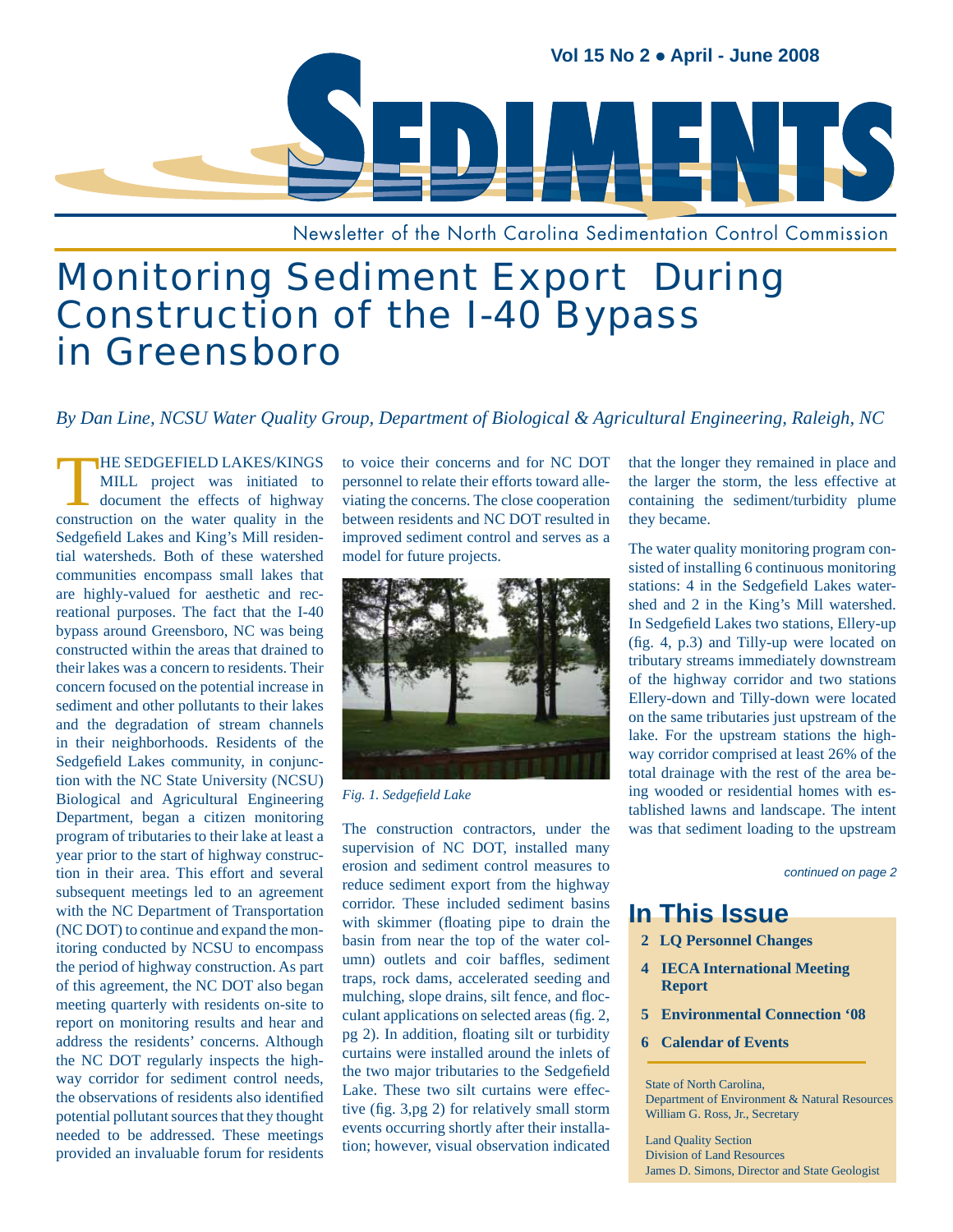Vol 15 No 2 • April - June 2008

# SEDIMENTS

Newsletter of the North Carolina Sedimentation Control Commission

# Monitoring Sediment Export During Construction of the I-40 Bypass in Greensboro

*By Dan Line, NCSU Water Quality Group, Department of Biological & Agricultural Engineering, Raleigh, NC*

THE SEDGEFIELD LAKES/KINGS MILL project was initiated to document the effects of highway construction on the water quality in the Sedgefield Lakes and King's Mill residential watersheds. Both of these watershed communities encompass small lakes that are highly-valued for aesthetic and recreational purposes. The fact that the I-40 bypass around Greensboro, NC was being constructed within the areas that drained to their lakes was a concern to residents. Their concern focused on the potential increase in sediment and other pollutants to their lakes and the degradation of stream channels in their neighborhoods. Residents of the Sedgefield Lakes community, in conjunction with the NC State University (NCSU) Biological and Agricultural Engineering Department, began a citizen monitoring program of tributaries to their lake at least a year prior to the start of highway construction in their area. This effort and several subsequent meetings led to an agreement with the NC Department of Transportation (NC DOT) to continue and expand the monitoring conducted by NCSU to encompass the period of highway construction. As part of this agreement, the NC DOT also began meeting quarterly with residents on-site to report on monitoring results and hear and address the residents' concerns. Although the NC DOT regularly inspects the highway corridor for sediment control needs, the observations of residents also identified potential pollutant sources that they thought needed to be addressed. These meetings provided an invaluable forum for residents to voice their concerns and for NC DOT personnel to relate their efforts toward alleviating the concerns. The close cooperation between residents and NC DOT resulted in improved sediment control and serves as a model for future projects.

*Fig. 1. Sedgefield Lake*

The construction contractors, under the supervision of NC DOT, installed many erosion and sediment control measures to reduce sediment export from the highway corridor. These included sediment basins with skimmer (floating pipe to drain the basin from near the top of the water column) outlets and coir baffles, sediment traps, rock dams, accelerated seeding and mulching, slope drains, silt fence, and flocculant applications on selected areas (fig. 2, pg 2). In addition, floating silt or turbidity curtains were installed around the inlets of the two major tributaries to the Sedgefield Lake. These two silt curtains were effective (fig. 3,pg 2) for relatively small storm events occurring shortly after their installation; however, visual observation indicated that the longer they remained in place and the larger the storm, the less effective at containing the sediment/turbidity plume they became.

The water quality monitoring program consisted of installing 6 continuous monitoring stations: 4 in the Sedgefield Lakes watershed and 2 in the King's Mill watershed. In Sedgefield Lakes two stations, Ellery-up (fig. 4, p.3) and Tilly-up were located on tributary streams immediately downstream of the highway corridor and two stations Ellery-down and Tilly-down were located on the same tributaries just upstream of the lake. For the upstream stations the highway corridor comprised at least 26% of the total drainage with the rest of the area being wooded or residential homes with established lawns and landscape. The intent was that sediment loading to the upstream

*continued on page 2*

## In This Issue

- **2 LQ Personnel Changes**
- **4 IECA International Meeting Report**
- **5 Environmental Connection '08**
- **6 Calendar of Events**

State of North Carolina,
Department of Environment & Natural Resources
William G. Ross, Jr., Secretary

Land Quality Section
Division of Land Resources
James D. Simons, Director and State Geologist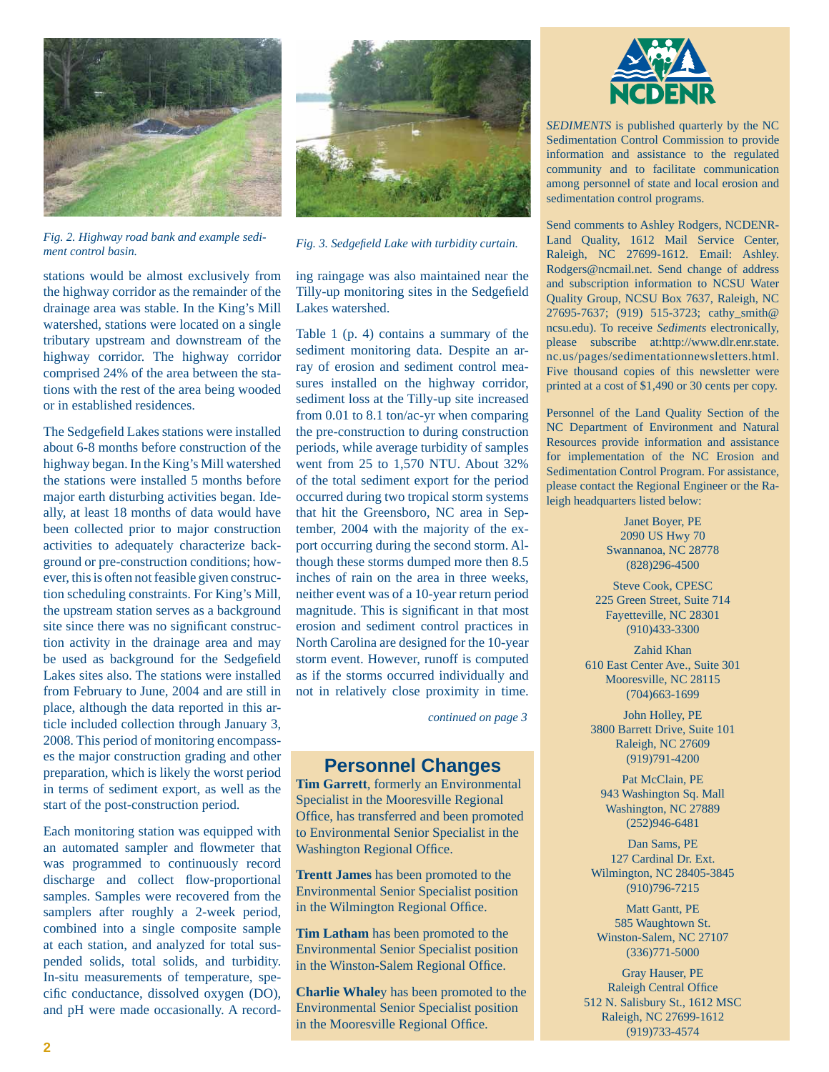*Fig. 2. Highway road bank and example sediment control basin.*

*Fig. 3. Sedgefield Lake with turbidity curtain.*

stations would be almost exclusively from the highway corridor as the remainder of the drainage area was stable. In the King's Mill watershed, stations were located on a single tributary upstream and downstream of the highway corridor. The highway corridor comprised 24% of the area between the stations with the rest of the area being wooded or in established residences.

The Sedgefield Lakes stations were installed about 6-8 months before construction of the highway began. In the King's Mill watershed the stations were installed 5 months before major earth disturbing activities began. Ideally, at least 18 months of data would have been collected prior to major construction activities to adequately characterize background or pre-construction conditions; however, this is often not feasible given construction scheduling constraints. For King's Mill, the upstream station serves as a background site since there was no significant construction activity in the drainage area and may be used as background for the Sedgefield Lakes sites also. The stations were installed from February to June, 2004 and are still in place, although the data reported in this article included collection through January 3, 2008. This period of monitoring encompasses the major construction grading and other preparation, which is likely the worst period in terms of sediment export, as well as the start of the post-construction period.

Each monitoring station was equipped with an automated sampler and flowmeter that was programmed to continuously record discharge and collect flow-proportional samples. Samples were recovered from the samplers after roughly a 2-week period, combined into a single composite sample at each station, and analyzed for total suspended solids, total solids, and turbidity. In-situ measurements of temperature, specific conductance, dissolved oxygen (DO), and pH were made occasionally. A recording raingage was also maintained near the Tilly-up monitoring sites in the Sedgefield Lakes watershed.

Table 1 (p. 4) contains a summary of the sediment monitoring data. Despite an array of erosion and sediment control measures installed on the highway corridor, sediment loss at the Tilly-up site increased from 0.01 to 8.1 ton/ac-yr when comparing the pre-construction to during construction periods, while average turbidity of samples went from 25 to 1,570 NTU. About 32% of the total sediment export for the period occurred during two tropical storm systems that hit the Greensboro, NC area in September, 2004 with the majority of the export occurring during the second storm. Although these storms dumped more then 8.5 inches of rain on the area in three weeks, neither event was of a 10-year return period magnitude. This is significant in that most erosion and sediment control practices in North Carolina are designed for the 10-year storm event. However, runoff is computed as if the storms occurred individually and not in relatively close proximity in time.

*continued on page 3*

## Personnel Changes

**Tim Garrett**, formerly an Environmental Specialist in the Mooresville Regional Office, has transferred and been promoted to Environmental Senior Specialist in the Washington Regional Office.

**Trentt James** has been promoted to the Environmental Senior Specialist position in the Wilmington Regional Office.

**Tim Latham** has been promoted to the Environmental Senior Specialist position in the Winston-Salem Regional Office.

**Charlie Whaley** has been promoted to the Environmental Senior Specialist position in the Mooresville Regional Office.

---

NCDENR

*SEDIMENTS* is published quarterly by the NC Sedimentation Control Commission to provide information and assistance to the regulated community and to facilitate communication among personnel of state and local erosion and sedimentation control programs.

Send comments to Ashley Rodgers, NCDENR-Land Quality, 1612 Mail Service Center, Raleigh, NC 27699-1612. Email: Ashley.Rodgers@ncmail.net. Send change of address and subscription information to NCSU Water Quality Group, NCSU Box 7637, Raleigh, NC 27695-7637; (919) 515-3723; cathy_smith@ncsu.edu). To receive *Sediments* electronically, please subscribe at:http://www.dlr.enr.state.nc.us/pages/sedimentationnewsletters.html. Five thousand copies of this newsletter were printed at a cost of $1,490 or 30 cents per copy.

Personnel of the Land Quality Section of the NC Department of Environment and Natural Resources provide information and assistance for implementation of the NC Erosion and Sedimentation Control Program. For assistance, please contact the Regional Engineer or the Raleigh headquarters listed below:

Janet Boyer, PE
2090 US Hwy 70
Swannanoa, NC 28778
(828)296-4500

Steve Cook, CPESC
225 Green Street, Suite 714
Fayetteville, NC 28301
(910)433-3300

Zahid Khan
610 East Center Ave., Suite 301
Mooresville, NC 28115
(704)663-1699

John Holley, PE
3800 Barrett Drive, Suite 101
Raleigh, NC 27609
(919)791-4200

Pat McClain, PE
943 Washington Sq. Mall
Washington, NC 27889
(252)946-6481

Dan Sams, PE
127 Cardinal Dr. Ext.
Wilmington, NC 28405-3845
(910)796-7215

Matt Gantt, PE
585 Waughtown St.
Winston-Salem, NC 27107
(336)771-5000

Gray Hauser, PE
Raleigh Central Office
512 N. Salisbury St., 1612 MSC
Raleigh, NC 27699-1612
(919)733-4574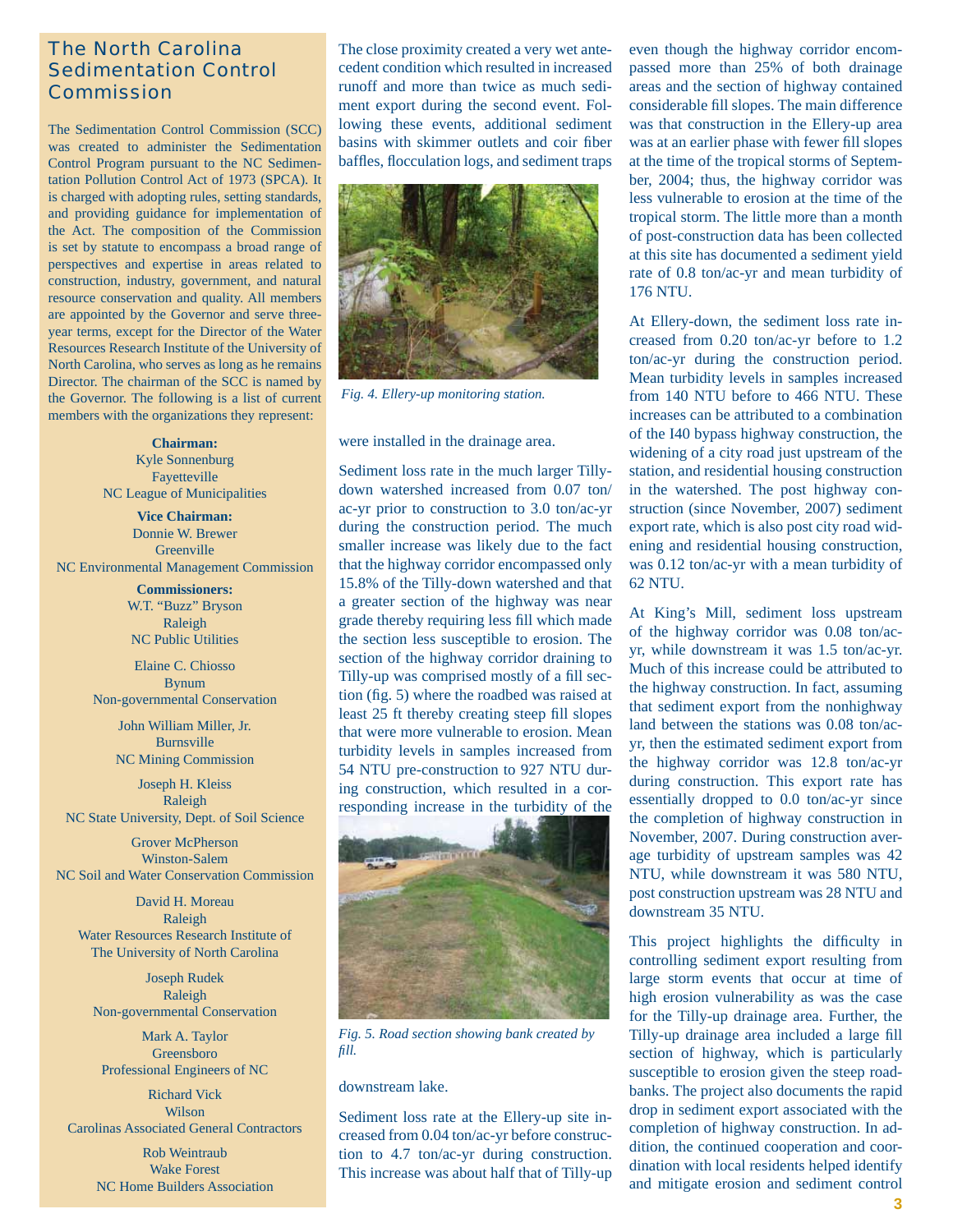## The North Carolina Sedimentation Control Commission

The Sedimentation Control Commission (SCC) was created to administer the Sedimentation Control Program pursuant to the NC Sedimentation Pollution Control Act of 1973 (SPCA). It is charged with adopting rules, setting standards, and providing guidance for implementation of the Act. The composition of the Commission is set by statute to encompass a broad range of perspectives and expertise in areas related to construction, industry, government, and natural resource conservation and quality. All members are appointed by the Governor and serve three-year terms, except for the Director of the Water Resources Research Institute of the University of North Carolina, who serves as long as he remains Director. The chairman of the SCC is named by the Governor. The following is a list of current members with the organizations they represent:

**Chairman:**
Kyle Sonnenburg
Fayetteville
NC League of Municipalities

**Vice Chairman:**
Donnie W. Brewer
Greenville
NC Environmental Management Commission

**Commissioners:**
W.T. "Buzz" Bryson
Raleigh
NC Public Utilities

Elaine C. Chiosso
Bynum
Non-governmental Conservation

John William Miller, Jr.
Burnsville
NC Mining Commission

Joseph H. Kleiss
Raleigh
NC State University, Dept. of Soil Science

Grover McPherson
Winston-Salem
NC Soil and Water Conservation Commission

David H. Moreau
Raleigh
Water Resources Research Institute of The University of North Carolina

Joseph Rudek
Raleigh
Non-governmental Conservation

Mark A. Taylor
Greensboro
Professional Engineers of NC

Richard Vick
Wilson
Carolinas Associated General Contractors

Rob Weintraub
Wake Forest
NC Home Builders Association

The close proximity created a very wet antecedent condition which resulted in increased runoff and more than twice as much sediment export during the second event. Following these events, additional sediment basins with skimmer outlets and coir fiber baffles, flocculation logs, and sediment traps were installed in the drainage area.

*Fig. 4. Ellery-up monitoring station.*

Sediment loss rate in the much larger Tilly-down watershed increased from 0.07 ton/ac-yr prior to construction to 3.0 ton/ac-yr during the construction period. The much smaller increase was likely due to the fact that the highway corridor encompassed only 15.8% of the Tilly-down watershed and that a greater section of the highway was near grade thereby requiring less fill which made the section less susceptible to erosion. The section of the highway corridor draining to Tilly-up was comprised mostly of a fill section (fig. 5) where the roadbed was raised at least 25 ft thereby creating steep fill slopes that were more vulnerable to erosion. Mean turbidity levels in samples increased from 54 NTU pre-construction to 927 NTU during construction, which resulted in a corresponding increase in the turbidity of the downstream lake.

*Fig. 5. Road section showing bank created by fill.*

Sediment loss rate at the Ellery-up site increased from 0.04 ton/ac-yr before construction to 4.7 ton/ac-yr during construction. This increase was about half that of Tilly-up even though the highway corridor encompassed more than 25% of both drainage areas and the section of highway contained considerable fill slopes. The main difference was that construction in the Ellery-up area was at an earlier phase with fewer fill slopes at the time of the tropical storms of September, 2004; thus, the highway corridor was less vulnerable to erosion at the time of the tropical storm. The little more than a month of post-construction data has been collected at this site has documented a sediment yield rate of 0.8 ton/ac-yr and mean turbidity of 176 NTU.

At Ellery-down, the sediment loss rate increased from 0.20 ton/ac-yr before to 1.2 ton/ac-yr during the construction period. Mean turbidity levels in samples increased from 140 NTU before to 466 NTU. These increases can be attributed to a combination of the I40 bypass highway construction, the widening of a city road just upstream of the station, and residential housing construction in the watershed. The post highway construction (since November, 2007) sediment export rate, which is also post city road widening and residential housing construction, was 0.12 ton/ac-yr with a mean turbidity of 62 NTU.

At King's Mill, sediment loss upstream of the highway corridor was 0.08 ton/ac-yr, while downstream it was 1.5 ton/ac-yr. Much of this increase could be attributed to the highway construction. In fact, assuming that sediment export from the nonhighway land between the stations was 0.08 ton/ac-yr, then the estimated sediment export from the highway corridor was 12.8 ton/ac-yr during construction. This export rate has essentially dropped to 0.0 ton/ac-yr since the completion of highway construction in November, 2007. During construction average turbidity of upstream samples was 42 NTU, while downstream it was 580 NTU, post construction upstream was 28 NTU and downstream 35 NTU.

This project highlights the difficulty in controlling sediment export resulting from large storm events that occur at time of high erosion vulnerability as was the case for the Tilly-up drainage area. Further, the Tilly-up drainage area included a large fill section of highway, which is particularly susceptible to erosion given the steep roadbanks. The project also documents the rapid drop in sediment export associated with the completion of highway construction. In addition, the continued cooperation and coordination with local residents helped identify and mitigate erosion and sediment control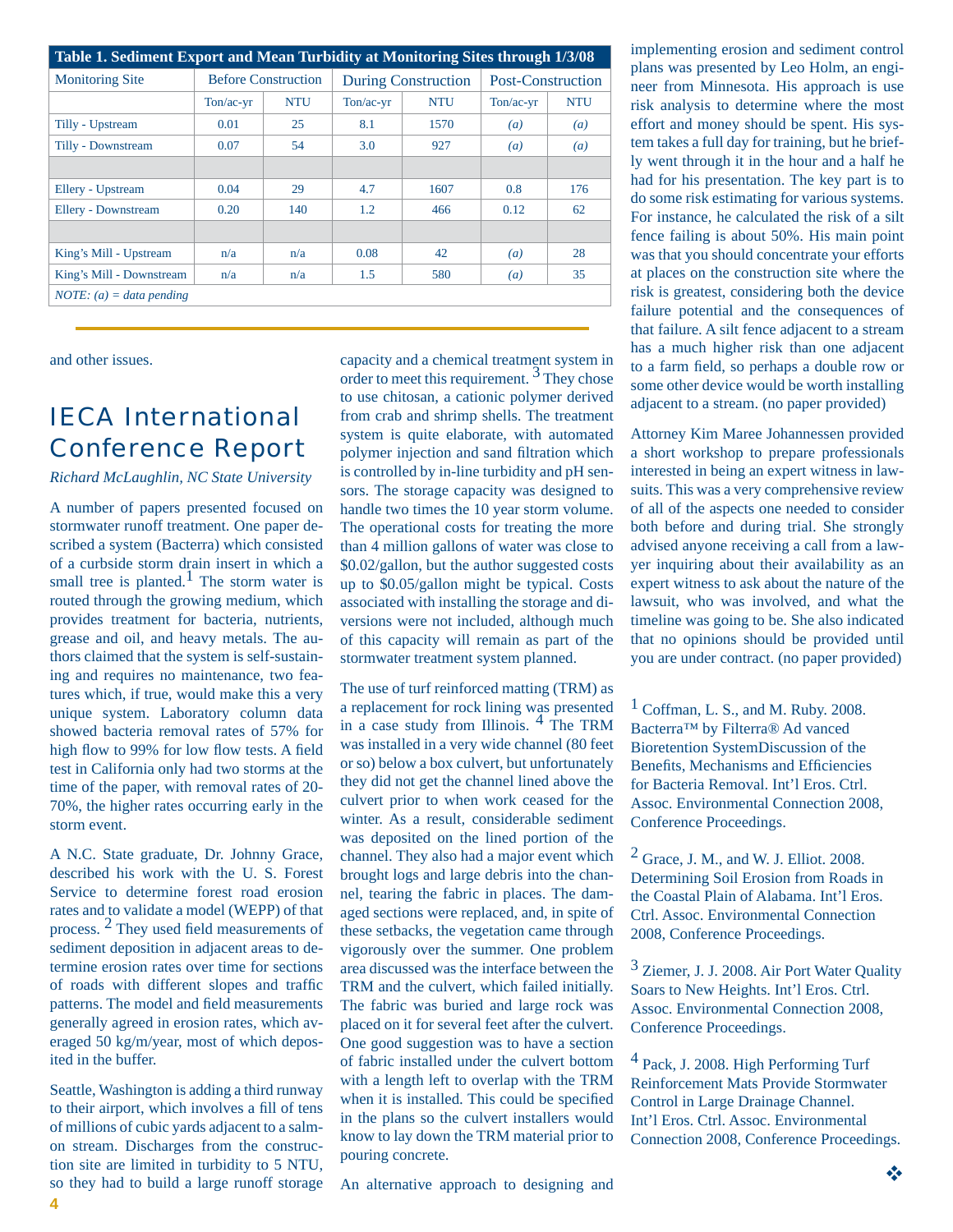**Table 1. Sediment Export and Mean Turbidity at Monitoring Sites through 1/3/08**

| Monitoring Site | Before Construction | | During Construction | | Post-Construction | |
|---|---|---|---|---|---|---|
| | Ton/ac-yr | NTU | Ton/ac-yr | NTU | Ton/ac-yr | NTU |
| Tilly - Upstream | 0.01 | 25 | 8.1 | 1570 | *(a)* | *(a)* |
| Tilly - Downstream | 0.07 | 54 | 3.0 | 927 | *(a)* | *(a)* |
| | | | | | | |
| Ellery - Upstream | 0.04 | 29 | 4.7 | 1607 | 0.8 | 176 |
| Ellery - Downstream | 0.20 | 140 | 1.2 | 466 | 0.12 | 62 |
| | | | | | | |
| King's Mill - Upstream | n/a | n/a | 0.08 | 42 | *(a)* | 28 |
| King's Mill - Downstream | n/a | n/a | 1.5 | 580 | *(a)* | 35 |

*NOTE: (a) = data pending*

and other issues.

## IECA International Conference Report

*Richard McLaughlin, NC State University*

A number of papers presented focused on stormwater runoff treatment. One paper described a system (Bacterra) which consisted of a curbside storm drain insert in which a small tree is planted.[1] The storm water is routed through the growing medium, which provides treatment for bacteria, nutrients, grease and oil, and heavy metals. The authors claimed that the system is self-sustaining and requires no maintenance, two features which, if true, would make this a very unique system. Laboratory column data showed bacteria removal rates of 57% for high flow to 99% for low flow tests. A field test in California only had two storms at the time of the paper, with removal rates of 20-70%, the higher rates occurring early in the storm event.

A N.C. State graduate, Dr. Johnny Grace, described his work with the U. S. Forest Service to determine forest road erosion rates and to validate a model (WEPP) of that process.[2] They used field measurements of sediment deposition in adjacent areas to determine erosion rates over time for sections of roads with different slopes and traffic patterns. The model and field measurements generally agreed in erosion rates, which averaged 50 kg/m/year, most of which deposited in the buffer.

Seattle, Washington is adding a third runway to their airport, which involves a fill of tens of millions of cubic yards adjacent to a salmon stream. Discharges from the construction site are limited in turbidity to 5 NTU, so they had to build a large runoff storage capacity and a chemical treatment system in order to meet this requirement.[3] They chose to use chitosan, a cationic polymer derived from crab and shrimp shells. The treatment system is quite elaborate, with automated polymer injection and sand filtration which is controlled by in-line turbidity and pH sensors. The storage capacity was designed to handle two times the 10 year storm volume. The operational costs for treating the more than 4 million gallons of water was close to \$0.02/gallon, but the author suggested costs up to \$0.05/gallon might be typical. Costs associated with installing the storage and diversions were not included, although much of this capacity will remain as part of the stormwater treatment system planned.

The use of turf reinforced matting (TRM) as a replacement for rock lining was presented in a case study from Illinois.[4] The TRM was installed in a very wide channel (80 feet or so) below a box culvert, but unfortunately they did not get the channel lined above the culvert prior to when work ceased for the winter. As a result, considerable sediment was deposited on the lined portion of the channel. They also had a major event which brought logs and large debris into the channel, tearing the fabric in places. The damaged sections were replaced, and, in spite of these setbacks, the vegetation came through vigorously over the summer. One problem area discussed was the interface between the TRM and the culvert, which failed initially. The fabric was buried and large rock was placed on it for several feet after the culvert. One good suggestion was to have a section of fabric installed under the culvert bottom with a length left to overlap with the TRM when it is installed. This could be specified in the plans so the culvert installers would know to lay down the TRM material prior to pouring concrete.

An alternative approach to designing and implementing erosion and sediment control plans was presented by Leo Holm, an engineer from Minnesota. His approach is use risk analysis to determine where the most effort and money should be spent. His system takes a full day for training, but he briefly went through it in the hour and a half he had for his presentation. The key part is to do some risk estimating for various systems. For instance, he calculated the risk of a silt fence failing is about 50%. His main point was that you should concentrate your efforts at places on the construction site where the risk is greatest, considering both the device failure potential and the consequences of that failure. A silt fence adjacent to a stream has a much higher risk than one adjacent to a farm field, so perhaps a double row or some other device would be worth installing adjacent to a stream. (no paper provided)

Attorney Kim Maree Johannessen provided a short workshop to prepare professionals interested in being an expert witness in lawsuits. This was a very comprehensive review of all of the aspects one needed to consider both before and during trial. She strongly advised anyone receiving a call from a lawyer inquiring about their availability as an expert witness to ask about the nature of the lawsuit, who was involved, and what the timeline was going to be. She also indicated that no opinions should be provided until you are under contract. (no paper provided)

[1] Coffman, L. S., and M. Ruby. 2008. Bacterra™ by Filterra® Ad vanced Bioretention SystemDiscussion of the Benefits, Mechanisms and Efficiencies for Bacteria Removal. Int'l Eros. Ctrl. Assoc. Environmental Connection 2008, Conference Proceedings.

[2] Grace, J. M., and W. J. Elliot. 2008. Determining Soil Erosion from Roads in the Coastal Plain of Alabama. Int'l Eros. Ctrl. Assoc. Environmental Connection 2008, Conference Proceedings.

[3] Ziemer, J. J. 2008. Air Port Water Quality Soars to New Heights. Int'l Eros. Ctrl. Assoc. Environmental Connection 2008, Conference Proceedings.

[4] Pack, J. 2008. High Performing Turf Reinforcement Mats Provide Stormwater Control in Large Drainage Channel. Int'l Eros. Ctrl. Assoc. Environmental Connection 2008, Conference Proceedings.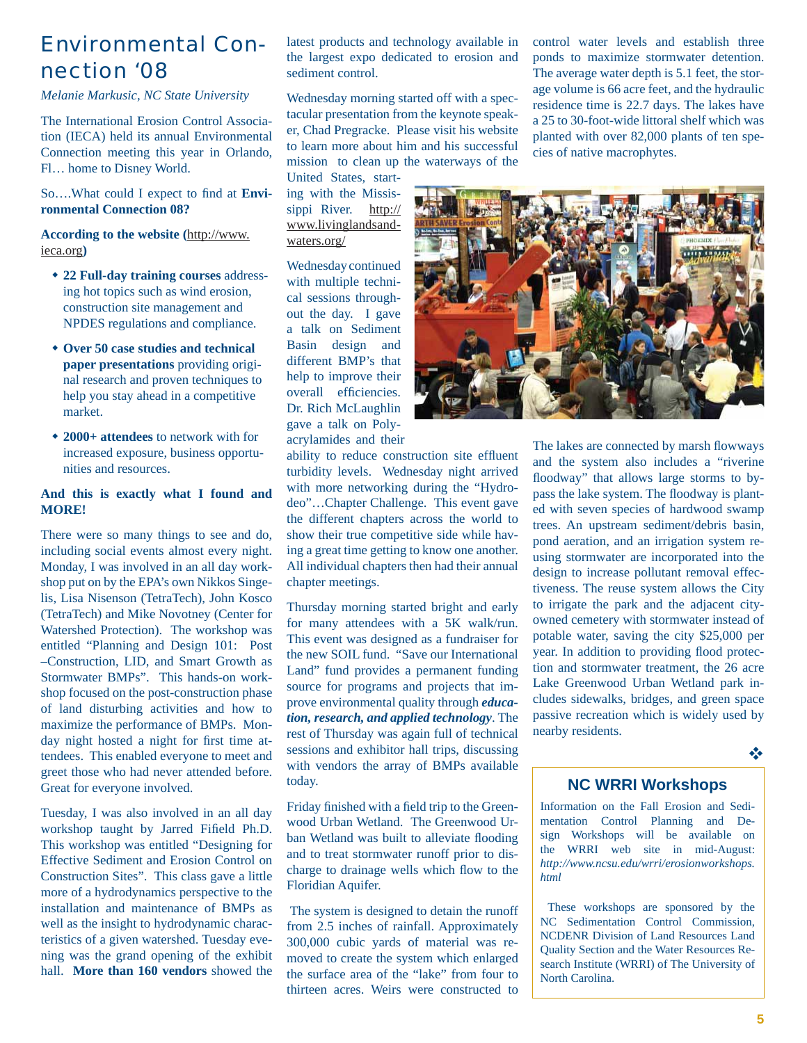# Environmental Connection '08

*Melanie Markusic, NC State University*

The International Erosion Control Association (IECA) held its annual Environmental Connection meeting this year in Orlando, Fl… home to Disney World.

So….What could I expect to find at **Environmental Connection 08?**

**According to the website (**http://www.ieca.org**)**

- **22 Full-day training courses** addressing hot topics such as wind erosion, construction site management and NPDES regulations and compliance.
- **Over 50 case studies and technical paper presentations** providing original research and proven techniques to help you stay ahead in a competitive market.
- **2000+ attendees** to network with for increased exposure, business opportunities and resources.

**And this is exactly what I found and MORE!**

There were so many things to see and do, including social events almost every night. Monday, I was involved in an all day workshop put on by the EPA's own Nikkos Singelis, Lisa Nisenson (TetraTech), John Kosco (TetraTech) and Mike Novotney (Center for Watershed Protection). The workshop was entitled "Planning and Design 101: Post –Construction, LID, and Smart Growth as Stormwater BMPs". This hands-on workshop focused on the post-construction phase of land disturbing activities and how to maximize the performance of BMPs. Monday night hosted a night for first time attendees. This enabled everyone to meet and greet those who had never attended before. Great for everyone involved.

Tuesday, I was also involved in an all day workshop taught by Jarred Fifield Ph.D. This workshop was entitled "Designing for Effective Sediment and Erosion Control on Construction Sites". This class gave a little more of a hydrodynamics perspective to the installation and maintenance of BMPs as well as the insight to hydrodynamic characteristics of a given watershed. Tuesday evening was the grand opening of the exhibit hall. **More than 160 vendors** showed the latest products and technology available in the largest expo dedicated to erosion and sediment control.

Wednesday morning started off with a spectacular presentation from the keynote speaker, Chad Pregracke. Please visit his website to learn more about him and his successful mission to clean up the waterways of the United States, starting with the Mississippi River. http://www.livinglandsandwaters.org/

Wednesday continued with multiple technical sessions throughout the day. I gave a talk on Sediment Basin design and different BMP's that help to improve their overall efficiencies. Dr. Rich McLaughlin gave a talk on Polyacrylamides and their ability to reduce construction site effluent turbidity levels. Wednesday night arrived with more networking during the "Hydrodeo"…Chapter Challenge. This event gave the different chapters across the world to show their true competitive side while having a great time getting to know one another. All individual chapters then had their annual chapter meetings.

Thursday morning started bright and early for many attendees with a 5K walk/run. This event was designed as a fundraiser for the new SOIL fund. "Save our International Land" fund provides a permanent funding source for programs and projects that improve environmental quality through ***education, research, and applied technology***. The rest of Thursday was again full of technical sessions and exhibitor hall trips, discussing with vendors the array of BMPs available today.

Friday finished with a field trip to the Greenwood Urban Wetland. The Greenwood Urban Wetland was built to alleviate flooding and to treat stormwater runoff prior to discharge to drainage wells which flow to the Floridian Aquifer.

The system is designed to detain the runoff from 2.5 inches of rainfall. Approximately 300,000 cubic yards of material was removed to create the system which enlarged the surface area of the "lake" from four to thirteen acres. Weirs were constructed to control water levels and establish three ponds to maximize stormwater detention. The average water depth is 5.1 feet, the storage volume is 66 acre feet, and the hydraulic residence time is 22.7 days. The lakes have a 25 to 30-foot-wide littoral shelf which was planted with over 82,000 plants of ten species of native macrophytes.

The lakes are connected by marsh flowways and the system also includes a "riverine floodway" that allows large storms to bypass the lake system. The floodway is planted with seven species of hardwood swamp trees. An upstream sediment/debris basin, pond aeration, and an irrigation system reusing stormwater are incorporated into the design to increase pollutant removal effectiveness. The reuse system allows the City to irrigate the park and the adjacent city-owned cemetery with stormwater instead of potable water, saving the city $25,000 per year. In addition to providing flood protection and stormwater treatment, the 26 acre Lake Greenwood Urban Wetland park includes sidewalks, bridges, and green space passive recreation which is widely used by nearby residents.

## NC WRRI Workshops

Information on the Fall Erosion and Sedimentation Control Planning and Design Workshops will be available on the WRRI web site in mid-August: *http://www.ncsu.edu/wrri/erosionworkshops.html*

These workshops are sponsored by the NC Sedimentation Control Commission, NCDENR Division of Land Resources Land Quality Section and the Water Resources Research Institute (WRRI) of The University of North Carolina.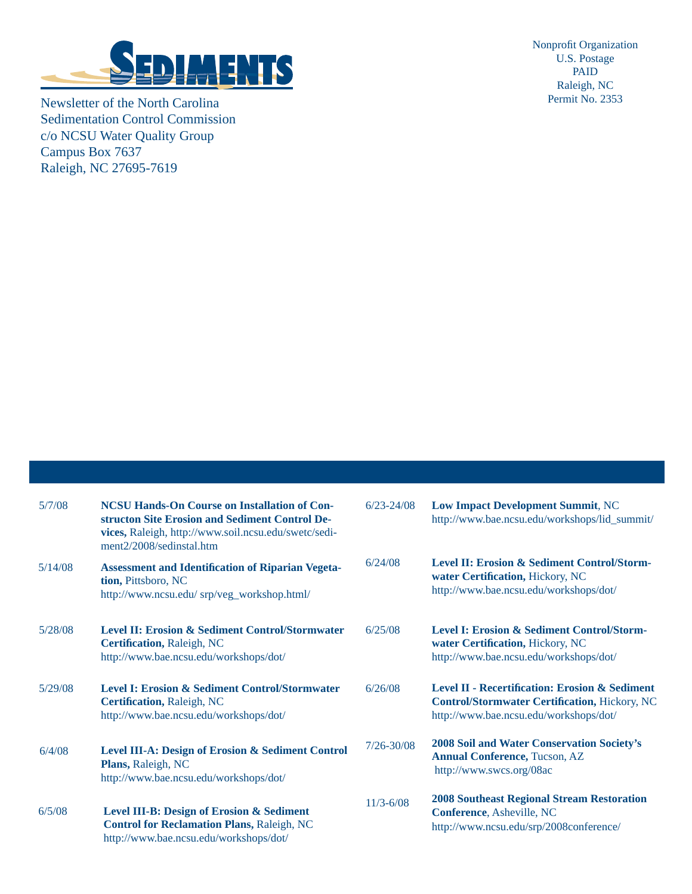# SEDIMENTS

Newsletter of the North Carolina
Sedimentation Control Commission
c/o NCSU Water Quality Group
Campus Box 7637
Raleigh, NC 27695-7619

Nonprofit Organization
U.S. Postage
PAID
Raleigh, NC
Permit No. 2353

| | |
|---|---|
| 5/7/08 | **NCSU Hands-On Course on Installation of Constructon Site Erosion and Sediment Control Devices,** Raleigh, http://www.soil.ncsu.edu/swetc/sediment2/2008/sedinstal.htm |
| 5/14/08 | **Assessment and Identification of Riparian Vegetation,** Pittsboro, NC http://www.ncsu.edu/ srp/veg_workshop.html/ |
| 5/28/08 | **Level II: Erosion & Sediment Control/Stormwater Certification,** Raleigh, NC http://www.bae.ncsu.edu/workshops/dot/ |
| 5/29/08 | **Level I: Erosion & Sediment Control/Stormwater Certification,** Raleigh, NC http://www.bae.ncsu.edu/workshops/dot/ |
| 6/4/08 | **Level III-A: Design of Erosion & Sediment Control Plans,** Raleigh, NC http://www.bae.ncsu.edu/workshops/dot/ |
| 6/5/08 | **Level III-B: Design of Erosion & Sediment Control for Reclamation Plans,** Raleigh, NC http://www.bae.ncsu.edu/workshops/dot/ |
| 6/23-24/08 | **Low Impact Development Summit**, NC http://www.bae.ncsu.edu/workshops/lid_summit/ |
| 6/24/08 | **Level II: Erosion & Sediment Control/Stormwater Certification,** Hickory, NC http://www.bae.ncsu.edu/workshops/dot/ |
| 6/25/08 | **Level I: Erosion & Sediment Control/Stormwater Certification,** Hickory, NC http://www.bae.ncsu.edu/workshops/dot/ |
| 6/26/08 | **Level II - Recertification: Erosion & Sediment Control/Stormwater Certification,** Hickory, NC http://www.bae.ncsu.edu/workshops/dot/ |
| 7/26-30/08 | **2008 Soil and Water Conservation Society's Annual Conference,** Tucson, AZ http://www.swcs.org/08ac |
| 11/3-6/08 | **2008 Southeast Regional Stream Restoration Conference**, Asheville, NC http://www.ncsu.edu/srp/2008conference/ |